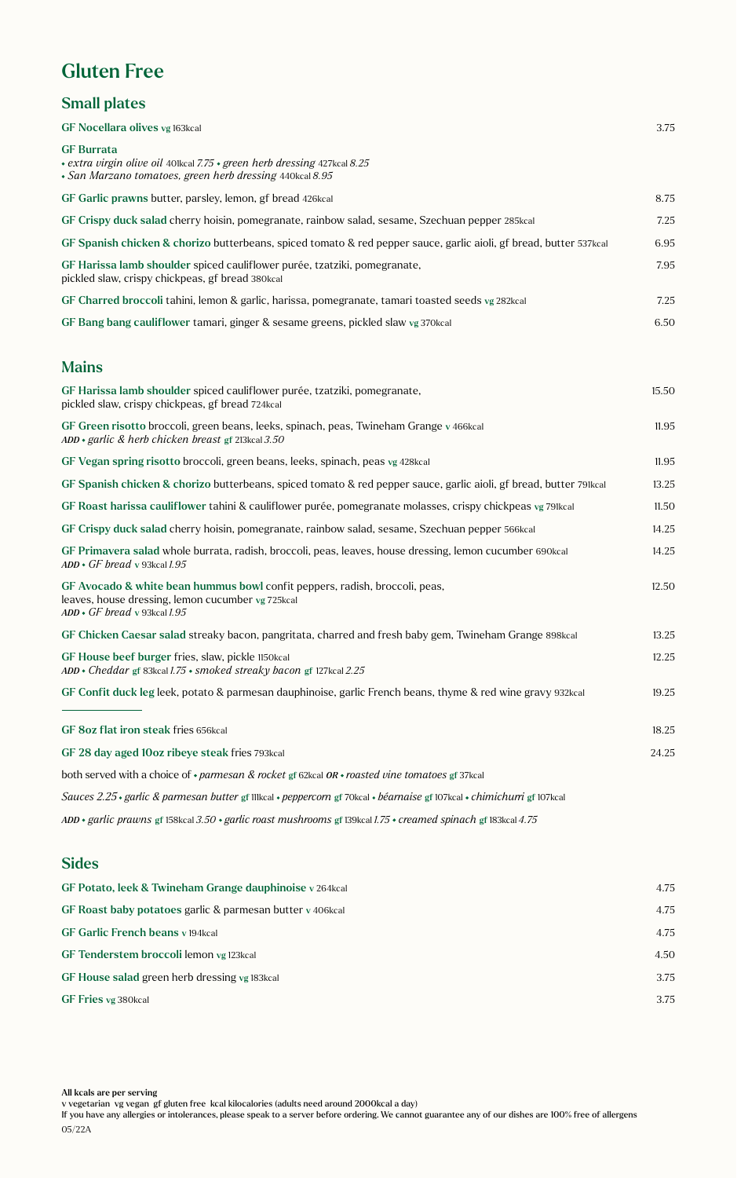# Gluten Free

## Small plates

**GF Nocellara olives** vg 163kcal — 3.75

**GF Burrata**
• *extra virgin olive oil* 401kcal *7.75* • *green herb dressing* 427kcal *8.25*
• *San Marzano tomatoes, green herb dressing* 440kcal *8.95*

**GF Garlic prawns** butter, parsley, lemon, gf bread 426kcal — 8.75

**GF Crispy duck salad** cherry hoisin, pomegranate, rainbow salad, sesame, Szechuan pepper 285kcal — 7.25

**GF Spanish chicken & chorizo** butterbeans, spiced tomato & red pepper sauce, garlic aioli, gf bread, butter 537kcal — 6.95

**GF Harissa lamb shoulder** spiced cauliflower purée, tzatziki, pomegranate, pickled slaw, crispy chickpeas, gf bread 380kcal — 7.95

**GF Charred broccoli** tahini, lemon & garlic, harissa, pomegranate, tamari toasted seeds vg 282kcal — 7.25

**GF Bang bang cauliflower** tamari, ginger & sesame greens, pickled slaw vg 370kcal — 6.50

## Mains

**GF Harissa lamb shoulder** spiced cauliflower purée, tzatziki, pomegranate, pickled slaw, crispy chickpeas, gf bread 724kcal — 15.50

**GF Green risotto** broccoli, green beans, leeks, spinach, peas, Twineham Grange v 466kcal — 11.95
*ADD* • *garlic & herb chicken breast* gf 213kcal *3.50*

**GF Vegan spring risotto** broccoli, green beans, leeks, spinach, peas vg 428kcal — 11.95

**GF Spanish chicken & chorizo** butterbeans, spiced tomato & red pepper sauce, garlic aioli, gf bread, butter 791kcal — 13.25

**GF Roast harissa cauliflower** tahini & cauliflower purée, pomegranate molasses, crispy chickpeas vg 791kcal — 11.50

**GF Crispy duck salad** cherry hoisin, pomegranate, rainbow salad, sesame, Szechuan pepper 566kcal — 14.25

**GF Primavera salad** whole burrata, radish, broccoli, peas, leaves, house dressing, lemon cucumber 690kcal — 14.25
*ADD* • *GF bread* v 93kcal *1.95*

**GF Avocado & white bean hummus bowl** confit peppers, radish, broccoli, peas, leaves, house dressing, lemon cucumber vg 725kcal — 12.50
*ADD* • *GF bread* v 93kcal *1.95*

**GF Chicken Caesar salad** streaky bacon, pangritata, charred and fresh baby gem, Twineham Grange 898kcal — 13.25

**GF House beef burger** fries, slaw, pickle 1150kcal — 12.25
*ADD* • *Cheddar* gf 83kcal *1.75* • *smoked streaky bacon* gf 127kcal *2.25*

**GF Confit duck leg** leek, potato & parmesan dauphinoise, garlic French beans, thyme & red wine gravy 932kcal — 19.25

---

**GF 8oz flat iron steak** fries 656kcal — 18.25

**GF 28 day aged 10oz ribeye steak** fries 793kcal — 24.25

both served with a choice of • *parmesan & rocket* gf 62kcal *OR* • *roasted vine tomatoes* gf 37kcal

*Sauces 2.25* • *garlic & parmesan butter* gf 111kcal • *peppercorn* gf 70kcal • *béarnaise* gf 107kcal • *chimichurri* gf 107kcal

*ADD* • *garlic prawns* gf 158kcal *3.50* • *garlic roast mushrooms* gf 139kcal *1.75* • *creamed spinach* gf 183kcal *4.75*

## Sides

**GF Potato, leek & Twineham Grange dauphinoise** v 264kcal — 4.75

**GF Roast baby potatoes** garlic & parmesan butter v 406kcal — 4.75

**GF Garlic French beans** v 194kcal — 4.75

**GF Tenderstem broccoli** lemon vg 123kcal — 4.50

**GF House salad** green herb dressing vg 183kcal — 3.75

**GF Fries** vg 380kcal — 3.75

**All kcals are per serving**
v vegetarian vg vegan gf gluten free kcal kilocalories (adults need around 2000kcal a day)
If you have any allergies or intolerances, please speak to a server before ordering. We cannot guarantee any of our dishes are 100% free of allergens
05/22A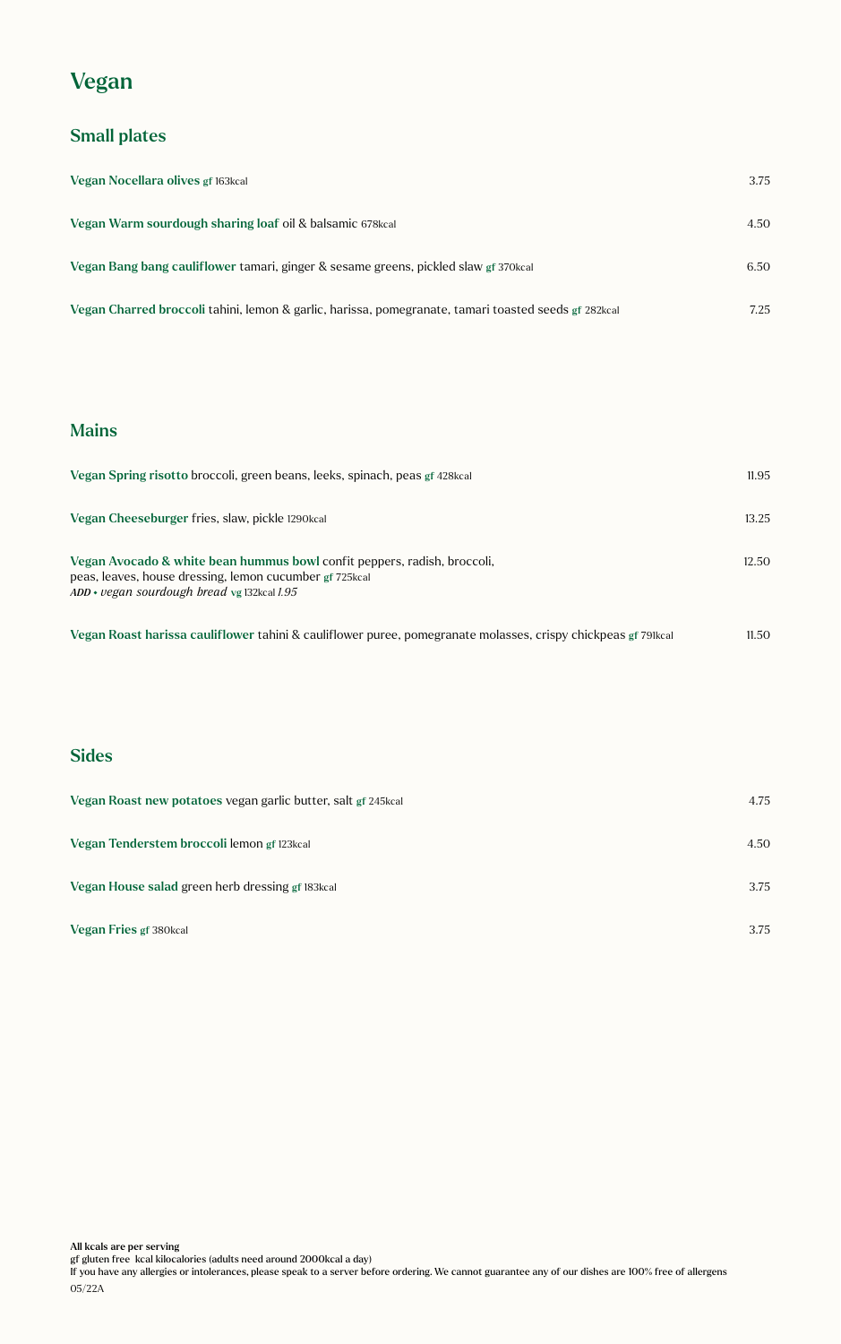# Vegan

## Small plates

**Vegan Nocellara olives** gf 163kcal — 3.75

**Vegan Warm sourdough sharing loaf** oil & balsamic 678kcal — 4.50

**Vegan Bang bang cauliflower** tamari, ginger & sesame greens, pickled slaw gf 370kcal — 6.50

**Vegan Charred broccoli** tahini, lemon & garlic, harissa, pomegranate, tamari toasted seeds gf 282kcal — 7.25

## Mains

**Vegan Spring risotto** broccoli, green beans, leeks, spinach, peas gf 428kcal — 11.95

**Vegan Cheeseburger** fries, slaw, pickle 1290kcal — 13.25

**Vegan Avocado & white bean hummus bowl** confit peppers, radish, broccoli, peas, leaves, house dressing, lemon cucumber gf 725kcal — 12.50
*ADD + vegan sourdough bread* vg 132kcal *1.95*

**Vegan Roast harissa cauliflower** tahini & cauliflower puree, pomegranate molasses, crispy chickpeas gf 791kcal — 11.50

## Sides

**Vegan Roast new potatoes** vegan garlic butter, salt gf 245kcal — 4.75

**Vegan Tenderstem broccoli** lemon gf 123kcal — 4.50

**Vegan House salad** green herb dressing gf 183kcal — 3.75

**Vegan Fries** gf 380kcal — 3.75

**All kcals are per serving**
gf gluten free kcal kilocalories (adults need around 2000kcal a day)
If you have any allergies or intolerances, please speak to a server before ordering. We cannot guarantee any of our dishes are 100% free of allergens
05/22A